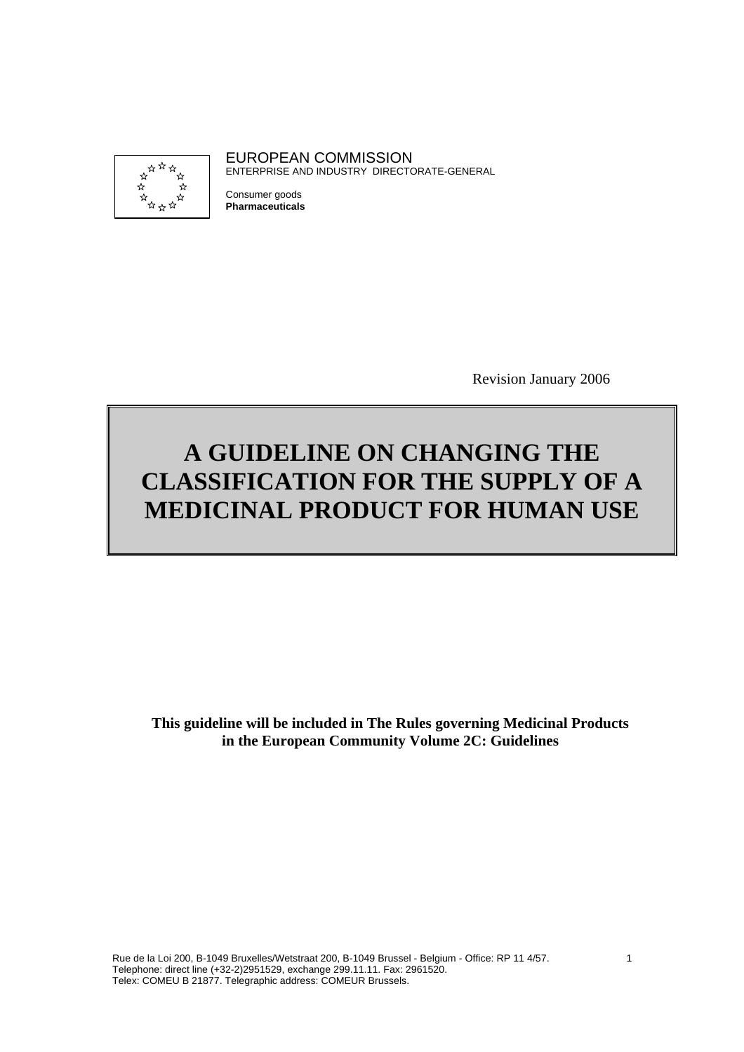EUROPEAN COMMISSION
ENTERPRISE AND INDUSTRY DIRECTORATE-GENERAL

Consumer goods
**Pharmaceuticals**

Revision January 2006

# A GUIDELINE ON CHANGING THE CLASSIFICATION FOR THE SUPPLY OF A MEDICINAL PRODUCT FOR HUMAN USE

**This guideline will be included in The Rules governing Medicinal Products in the European Community Volume 2C: Guidelines**

Rue de la Loi 200, B-1049 Bruxelles/Wetstraat 200, B-1049 Brussel - Belgium - Office: RP 11 4/57.
Telephone: direct line (+32-2)2951529, exchange 299.11.11. Fax: 2961520.
Telex: COMEU B 21877. Telegraphic address: COMEUR Brussels.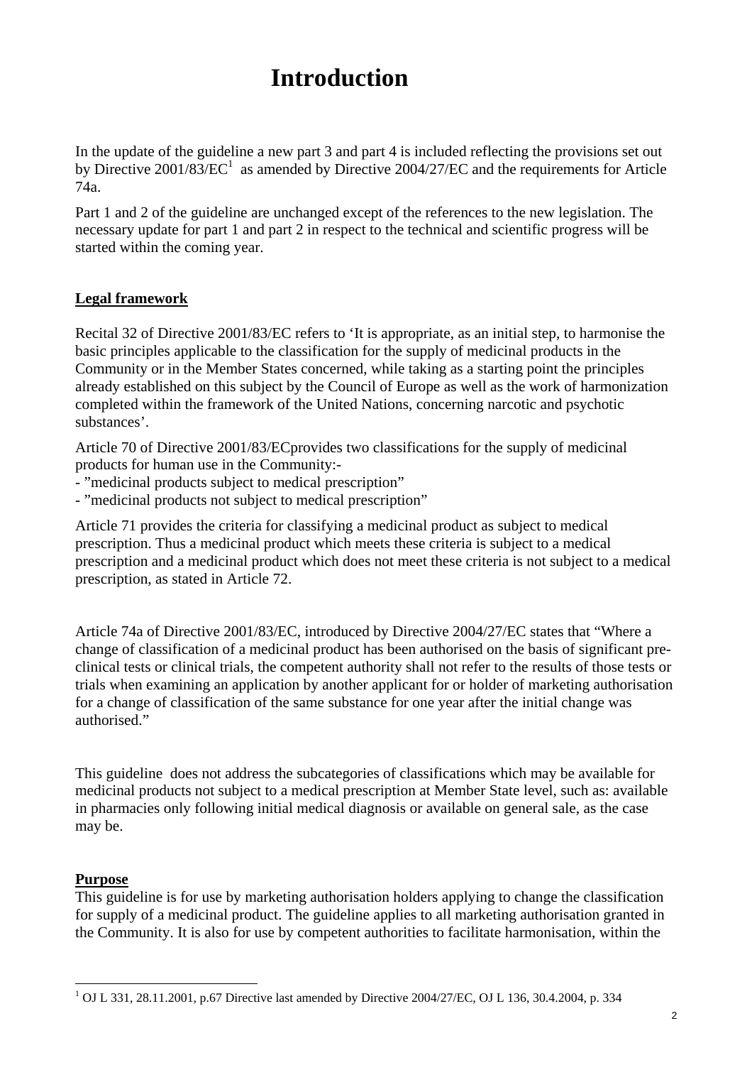# Introduction

In the update of the guideline a new part 3 and part 4 is included reflecting the provisions set out by Directive 2001/83/EC[1] as amended by Directive 2004/27/EC and the requirements for Article 74a.

Part 1 and 2 of the guideline are unchanged except of the references to the new legislation. The necessary update for part 1 and part 2 in respect to the technical and scientific progress will be started within the coming year.

## Legal framework

Recital 32 of Directive 2001/83/EC refers to 'It is appropriate, as an initial step, to harmonise the basic principles applicable to the classification for the supply of medicinal products in the Community or in the Member States concerned, while taking as a starting point the principles already established on this subject by the Council of Europe as well as the work of harmonization completed within the framework of the United Nations, concerning narcotic and psychotic substances'.

Article 70 of Directive 2001/83/ECprovides two classifications for the supply of medicinal products for human use in the Community:-
- "medicinal products subject to medical prescription"
- "medicinal products not subject to medical prescription"

Article 71 provides the criteria for classifying a medicinal product as subject to medical prescription. Thus a medicinal product which meets these criteria is subject to a medical prescription and a medicinal product which does not meet these criteria is not subject to a medical prescription, as stated in Article 72.

Article 74a of Directive 2001/83/EC, introduced by Directive 2004/27/EC states that "Where a change of classification of a medicinal product has been authorised on the basis of significant pre-clinical tests or clinical trials, the competent authority shall not refer to the results of those tests or trials when examining an application by another applicant for or holder of marketing authorisation for a change of classification of the same substance for one year after the initial change was authorised."

This guideline does not address the subcategories of classifications which may be available for medicinal products not subject to a medical prescription at Member State level, such as: available in pharmacies only following initial medical diagnosis or available on general sale, as the case may be.

## Purpose

This guideline is for use by marketing authorisation holders applying to change the classification for supply of a medicinal product. The guideline applies to all marketing authorisation granted in the Community. It is also for use by competent authorities to facilitate harmonisation, within the

[1] OJ L 331, 28.11.2001, p.67 Directive last amended by Directive 2004/27/EC, OJ L 136, 30.4.2004, p. 334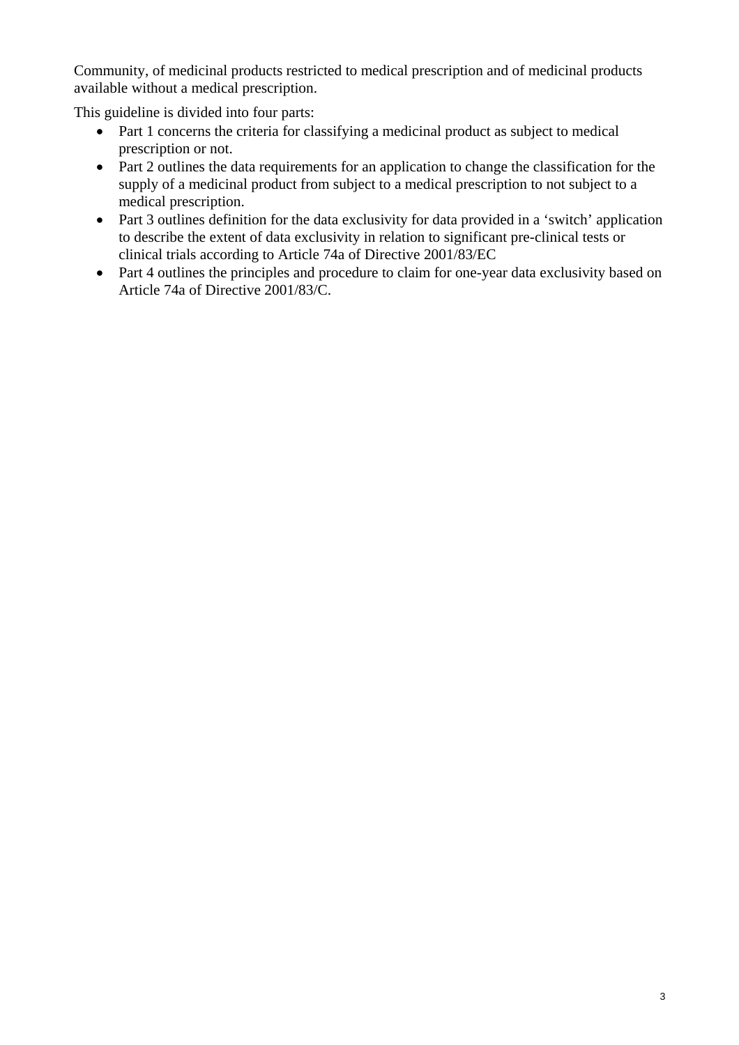Community, of medicinal products restricted to medical prescription and of medicinal products available without a medical prescription.

This guideline is divided into four parts:

- Part 1 concerns the criteria for classifying a medicinal product as subject to medical prescription or not.
- Part 2 outlines the data requirements for an application to change the classification for the supply of a medicinal product from subject to a medical prescription to not subject to a medical prescription.
- Part 3 outlines definition for the data exclusivity for data provided in a 'switch' application to describe the extent of data exclusivity in relation to significant pre-clinical tests or clinical trials according to Article 74a of Directive 2001/83/EC
- Part 4 outlines the principles and procedure to claim for one-year data exclusivity based on Article 74a of Directive 2001/83/C.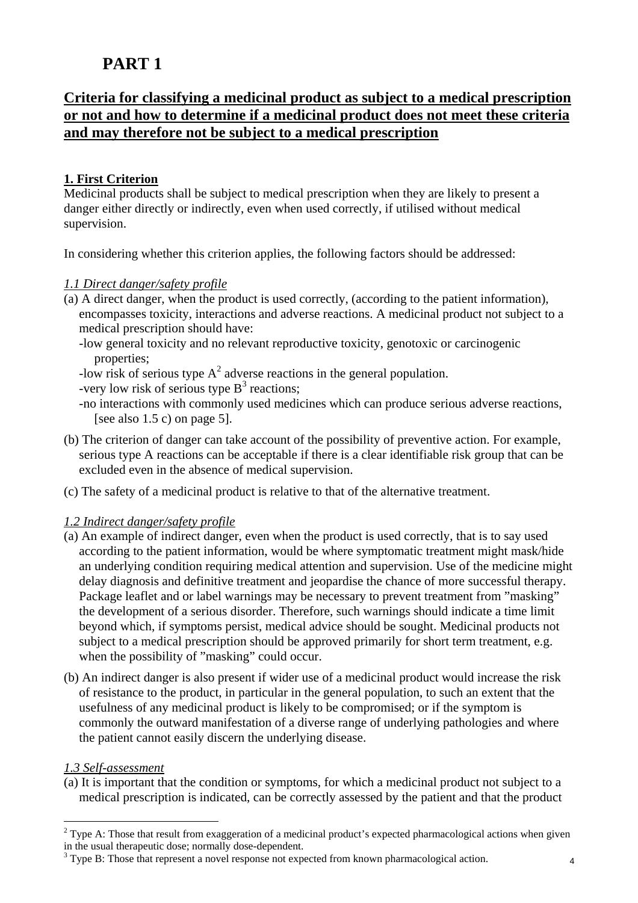# PART 1

## Criteria for classifying a medicinal product as subject to a medical prescription or not and how to determine if a medicinal product does not meet these criteria and may therefore not be subject to a medical prescription

### 1. First Criterion

Medicinal products shall be subject to medical prescription when they are likely to present a danger either directly or indirectly, even when used correctly, if utilised without medical supervision.

In considering whether this criterion applies, the following factors should be addressed:

*1.1 Direct danger/safety profile*

(a) A direct danger, when the product is used correctly, (according to the patient information), encompasses toxicity, interactions and adverse reactions. A medicinal product not subject to a medical prescription should have:

- low general toxicity and no relevant reproductive toxicity, genotoxic or carcinogenic properties;
- low risk of serious type A[2] adverse reactions in the general population.
- very low risk of serious type B[3] reactions;
- no interactions with commonly used medicines which can produce serious adverse reactions, [see also 1.5 c) on page 5].

(b) The criterion of danger can take account of the possibility of preventive action. For example, serious type A reactions can be acceptable if there is a clear identifiable risk group that can be excluded even in the absence of medical supervision.

(c) The safety of a medicinal product is relative to that of the alternative treatment.

*1.2 Indirect danger/safety profile*

(a) An example of indirect danger, even when the product is used correctly, that is to say used according to the patient information, would be where symptomatic treatment might mask/hide an underlying condition requiring medical attention and supervision. Use of the medicine might delay diagnosis and definitive treatment and jeopardise the chance of more successful therapy. Package leaflet and or label warnings may be necessary to prevent treatment from "masking" the development of a serious disorder. Therefore, such warnings should indicate a time limit beyond which, if symptoms persist, medical advice should be sought. Medicinal products not subject to a medical prescription should be approved primarily for short term treatment, e.g. when the possibility of "masking" could occur.

(b) An indirect danger is also present if wider use of a medicinal product would increase the risk of resistance to the product, in particular in the general population, to such an extent that the usefulness of any medicinal product is likely to be compromised; or if the symptom is commonly the outward manifestation of a diverse range of underlying pathologies and where the patient cannot easily discern the underlying disease.

*1.3 Self-assessment*

(a) It is important that the condition or symptoms, for which a medicinal product not subject to a medical prescription is indicated, can be correctly assessed by the patient and that the product

---

[2] Type A: Those that result from exaggeration of a medicinal product's expected pharmacological actions when given in the usual therapeutic dose; normally dose-dependent.

[3] Type B: Those that represent a novel response not expected from known pharmacological action.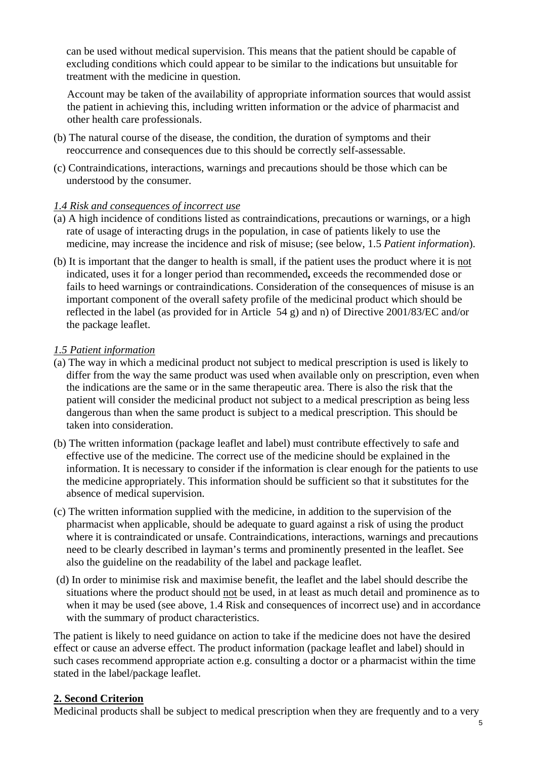can be used without medical supervision. This means that the patient should be capable of excluding conditions which could appear to be similar to the indications but unsuitable for treatment with the medicine in question.

Account may be taken of the availability of appropriate information sources that would assist the patient in achieving this, including written information or the advice of pharmacist and other health care professionals.

(b) The natural course of the disease, the condition, the duration of symptoms and their reoccurrence and consequences due to this should be correctly self-assessable.

(c) Contraindications, interactions, warnings and precautions should be those which can be understood by the consumer.

*1.4 Risk and consequences of incorrect use*

(a) A high incidence of conditions listed as contraindications, precautions or warnings, or a high rate of usage of interacting drugs in the population, in case of patients likely to use the medicine, may increase the incidence and risk of misuse; (see below, 1.5 *Patient information*).

(b) It is important that the danger to health is small, if the patient uses the product where it is not indicated, uses it for a longer period than recommended**,** exceeds the recommended dose or fails to heed warnings or contraindications. Consideration of the consequences of misuse is an important component of the overall safety profile of the medicinal product which should be reflected in the label (as provided for in Article 54 g) and n) of Directive 2001/83/EC and/or the package leaflet.

*1.5 Patient information*

(a) The way in which a medicinal product not subject to medical prescription is used is likely to differ from the way the same product was used when available only on prescription, even when the indications are the same or in the same therapeutic area. There is also the risk that the patient will consider the medicinal product not subject to a medical prescription as being less dangerous than when the same product is subject to a medical prescription. This should be taken into consideration.

(b) The written information (package leaflet and label) must contribute effectively to safe and effective use of the medicine. The correct use of the medicine should be explained in the information. It is necessary to consider if the information is clear enough for the patients to use the medicine appropriately. This information should be sufficient so that it substitutes for the absence of medical supervision.

(c) The written information supplied with the medicine, in addition to the supervision of the pharmacist when applicable, should be adequate to guard against a risk of using the product where it is contraindicated or unsafe. Contraindications, interactions, warnings and precautions need to be clearly described in layman's terms and prominently presented in the leaflet. See also the guideline on the readability of the label and package leaflet.

(d) In order to minimise risk and maximise benefit, the leaflet and the label should describe the situations where the product should not be used, in at least as much detail and prominence as to when it may be used (see above, 1.4 Risk and consequences of incorrect use) and in accordance with the summary of product characteristics.

The patient is likely to need guidance on action to take if the medicine does not have the desired effect or cause an adverse effect. The product information (package leaflet and label) should in such cases recommend appropriate action e.g. consulting a doctor or a pharmacist within the time stated in the label/package leaflet.

## 2. Second Criterion

Medicinal products shall be subject to medical prescription when they are frequently and to a very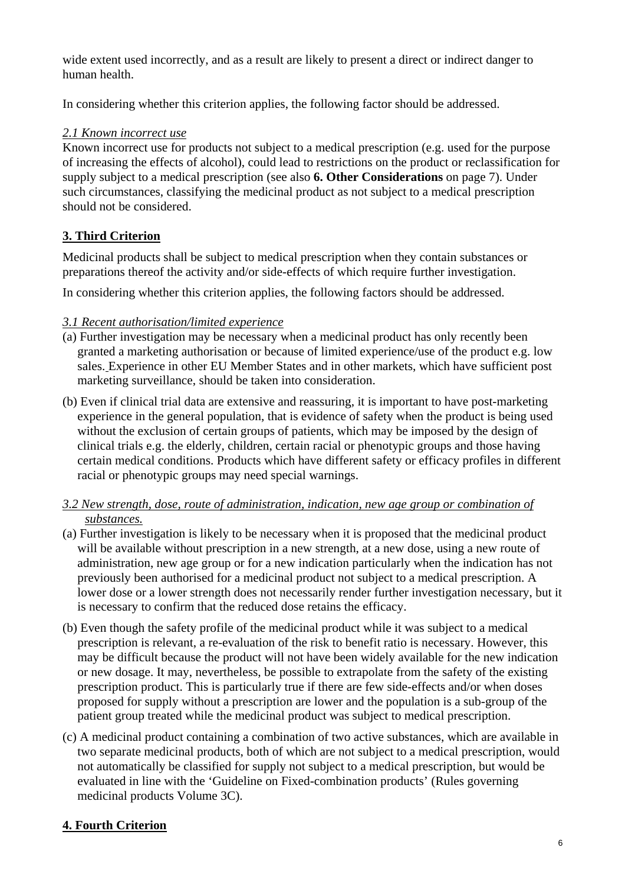wide extent used incorrectly, and as a result are likely to present a direct or indirect danger to human health.

In considering whether this criterion applies, the following factor should be addressed.

*2.1 Known incorrect use*

Known incorrect use for products not subject to a medical prescription (e.g. used for the purpose of increasing the effects of alcohol), could lead to restrictions on the product or reclassification for supply subject to a medical prescription (see also **6. Other Considerations** on page 7). Under such circumstances, classifying the medicinal product as not subject to a medical prescription should not be considered.

## 3. Third Criterion

Medicinal products shall be subject to medical prescription when they contain substances or preparations thereof the activity and/or side-effects of which require further investigation.

In considering whether this criterion applies, the following factors should be addressed.

*3.1 Recent authorisation/limited experience*

(a) Further investigation may be necessary when a medicinal product has only recently been granted a marketing authorisation or because of limited experience/use of the product e.g. low sales. Experience in other EU Member States and in other markets, which have sufficient post marketing surveillance, should be taken into consideration.

(b) Even if clinical trial data are extensive and reassuring, it is important to have post-marketing experience in the general population, that is evidence of safety when the product is being used without the exclusion of certain groups of patients, which may be imposed by the design of clinical trials e.g. the elderly, children, certain racial or phenotypic groups and those having certain medical conditions. Products which have different safety or efficacy profiles in different racial or phenotypic groups may need special warnings.

*3.2 New strength, dose, route of administration, indication, new age group or combination of substances.*

(a) Further investigation is likely to be necessary when it is proposed that the medicinal product will be available without prescription in a new strength, at a new dose, using a new route of administration, new age group or for a new indication particularly when the indication has not previously been authorised for a medicinal product not subject to a medical prescription. A lower dose or a lower strength does not necessarily render further investigation necessary, but it is necessary to confirm that the reduced dose retains the efficacy.

(b) Even though the safety profile of the medicinal product while it was subject to a medical prescription is relevant, a re-evaluation of the risk to benefit ratio is necessary. However, this may be difficult because the product will not have been widely available for the new indication or new dosage. It may, nevertheless, be possible to extrapolate from the safety of the existing prescription product. This is particularly true if there are few side-effects and/or when doses proposed for supply without a prescription are lower and the population is a sub-group of the patient group treated while the medicinal product was subject to medical prescription.

(c) A medicinal product containing a combination of two active substances, which are available in two separate medicinal products, both of which are not subject to a medical prescription, would not automatically be classified for supply not subject to a medical prescription, but would be evaluated in line with the 'Guideline on Fixed-combination products' (Rules governing medicinal products Volume 3C).

## 4. Fourth Criterion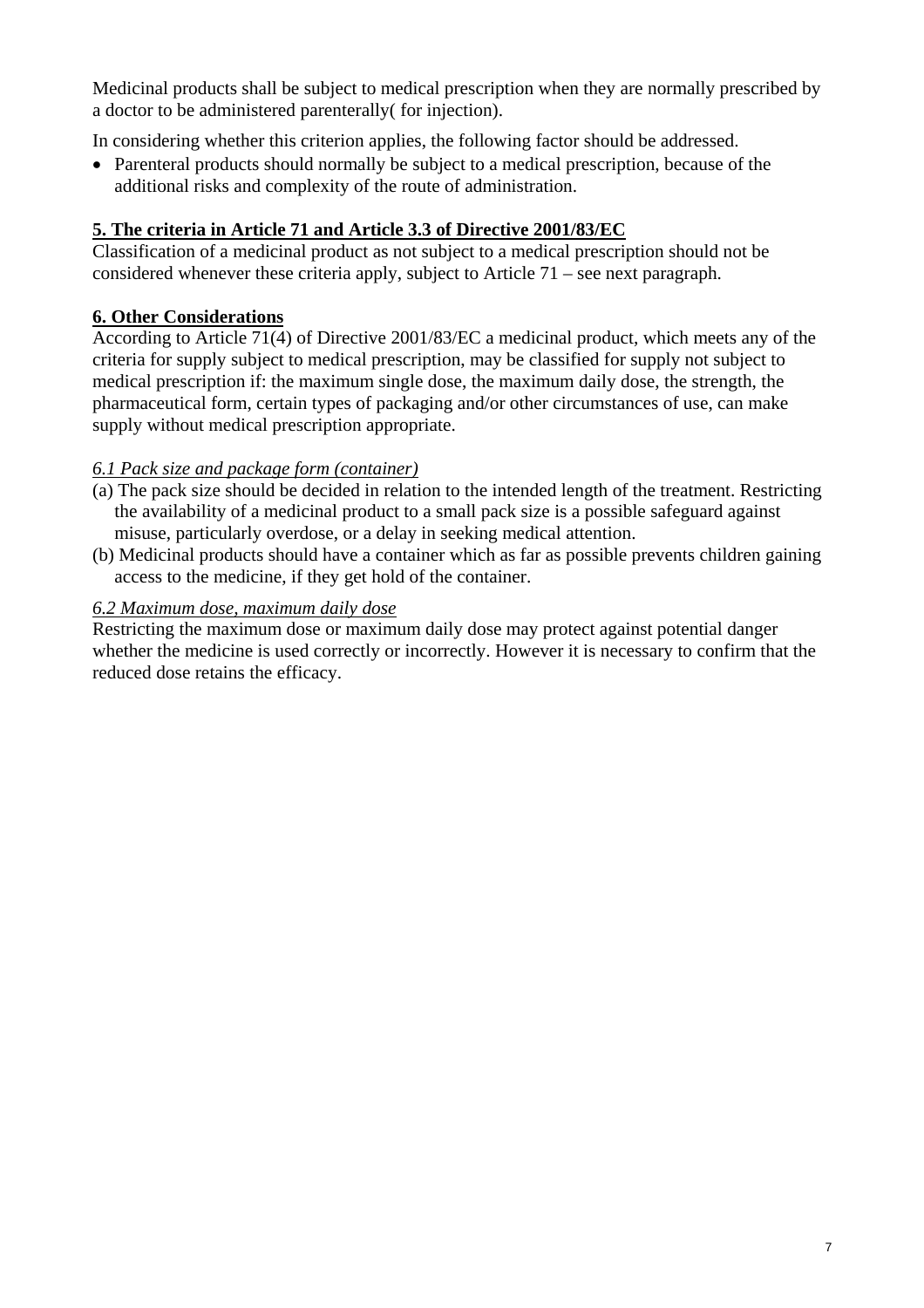Medicinal products shall be subject to medical prescription when they are normally prescribed by a doctor to be administered parenterally( for injection).

In considering whether this criterion applies, the following factor should be addressed.

- Parenteral products should normally be subject to a medical prescription, because of the additional risks and complexity of the route of administration.

**5. The criteria in Article 71 and Article 3.3 of Directive 2001/83/EC**

Classification of a medicinal product as not subject to a medical prescription should not be considered whenever these criteria apply, subject to Article 71 – see next paragraph.

**6. Other Considerations**

According to Article 71(4) of Directive 2001/83/EC a medicinal product, which meets any of the criteria for supply subject to medical prescription, may be classified for supply not subject to medical prescription if: the maximum single dose, the maximum daily dose, the strength, the pharmaceutical form, certain types of packaging and/or other circumstances of use, can make supply without medical prescription appropriate.

*6.1 Pack size and package form (container)*

(a) The pack size should be decided in relation to the intended length of the treatment. Restricting the availability of a medicinal product to a small pack size is a possible safeguard against misuse, particularly overdose, or a delay in seeking medical attention.

(b) Medicinal products should have a container which as far as possible prevents children gaining access to the medicine, if they get hold of the container.

*6.2 Maximum dose, maximum daily dose*

Restricting the maximum dose or maximum daily dose may protect against potential danger whether the medicine is used correctly or incorrectly. However it is necessary to confirm that the reduced dose retains the efficacy.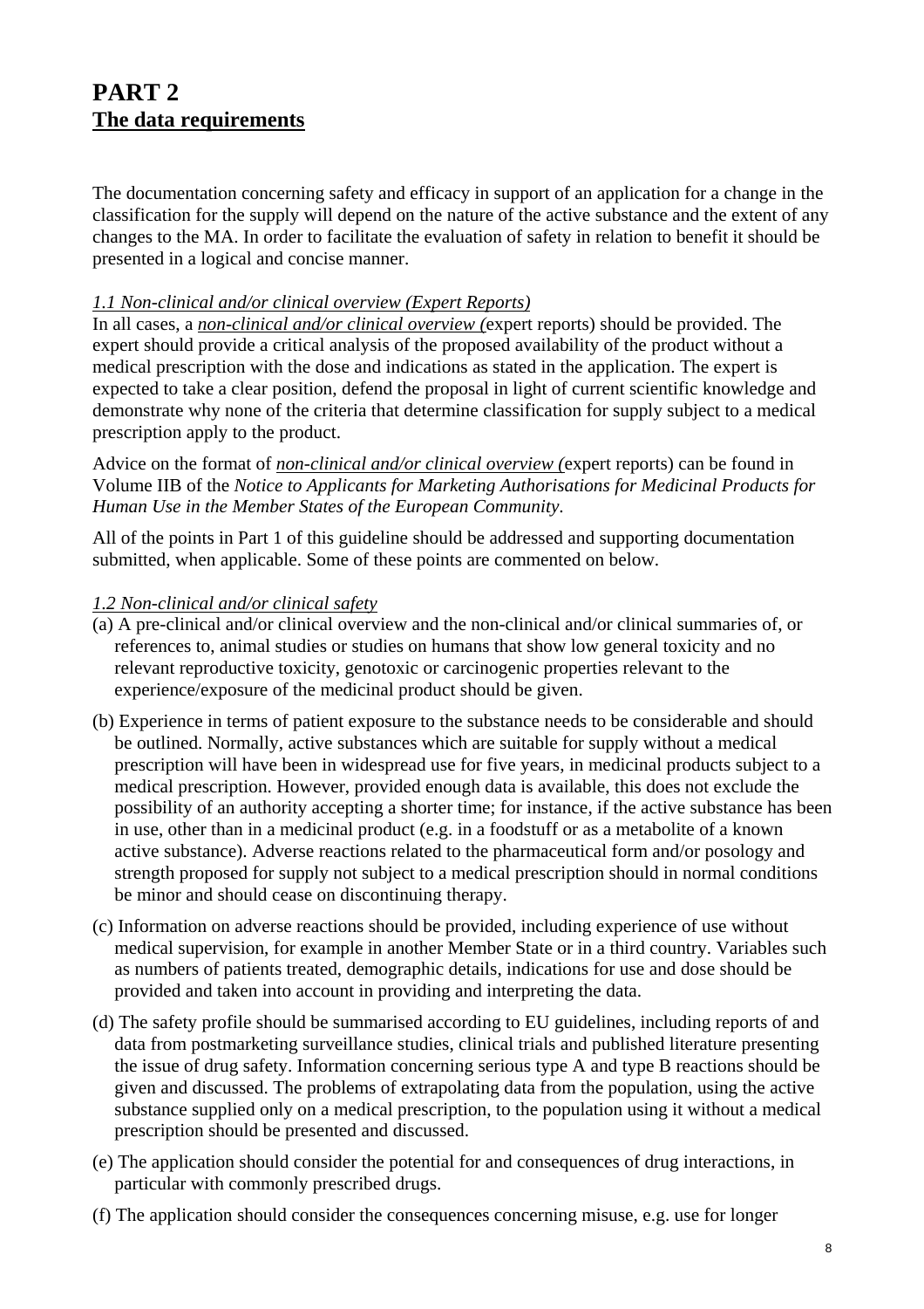# PART 2
## The data requirements

The documentation concerning safety and efficacy in support of an application for a change in the classification for the supply will depend on the nature of the active substance and the extent of any changes to the MA. In order to facilitate the evaluation of safety in relation to benefit it should be presented in a logical and concise manner.

*1.1 Non-clinical and/or clinical overview (Expert Reports)*

In all cases, a ***non-clinical and/or clinical overview (***expert reports) should be provided. The expert should provide a critical analysis of the proposed availability of the product without a medical prescription with the dose and indications as stated in the application. The expert is expected to take a clear position, defend the proposal in light of current scientific knowledge and demonstrate why none of the criteria that determine classification for supply subject to a medical prescription apply to the product.

Advice on the format of ***non-clinical and/or clinical overview (***expert reports) can be found in Volume IIB of the *Notice to Applicants for Marketing Authorisations for Medicinal Products for Human Use in the Member States of the European Community*.

All of the points in Part 1 of this guideline should be addressed and supporting documentation submitted, when applicable. Some of these points are commented on below.

*1.2 Non-clinical and/or clinical safety*

(a) A pre-clinical and/or clinical overview and the non-clinical and/or clinical summaries of, or references to, animal studies or studies on humans that show low general toxicity and no relevant reproductive toxicity, genotoxic or carcinogenic properties relevant to the experience/exposure of the medicinal product should be given.

(b) Experience in terms of patient exposure to the substance needs to be considerable and should be outlined. Normally, active substances which are suitable for supply without a medical prescription will have been in widespread use for five years, in medicinal products subject to a medical prescription. However, provided enough data is available, this does not exclude the possibility of an authority accepting a shorter time; for instance, if the active substance has been in use, other than in a medicinal product (e.g. in a foodstuff or as a metabolite of a known active substance). Adverse reactions related to the pharmaceutical form and/or posology and strength proposed for supply not subject to a medical prescription should in normal conditions be minor and should cease on discontinuing therapy.

(c) Information on adverse reactions should be provided, including experience of use without medical supervision, for example in another Member State or in a third country. Variables such as numbers of patients treated, demographic details, indications for use and dose should be provided and taken into account in providing and interpreting the data.

(d) The safety profile should be summarised according to EU guidelines, including reports of and data from postmarketing surveillance studies, clinical trials and published literature presenting the issue of drug safety. Information concerning serious type A and type B reactions should be given and discussed. The problems of extrapolating data from the population, using the active substance supplied only on a medical prescription, to the population using it without a medical prescription should be presented and discussed.

(e) The application should consider the potential for and consequences of drug interactions, in particular with commonly prescribed drugs.

(f) The application should consider the consequences concerning misuse, e.g. use for longer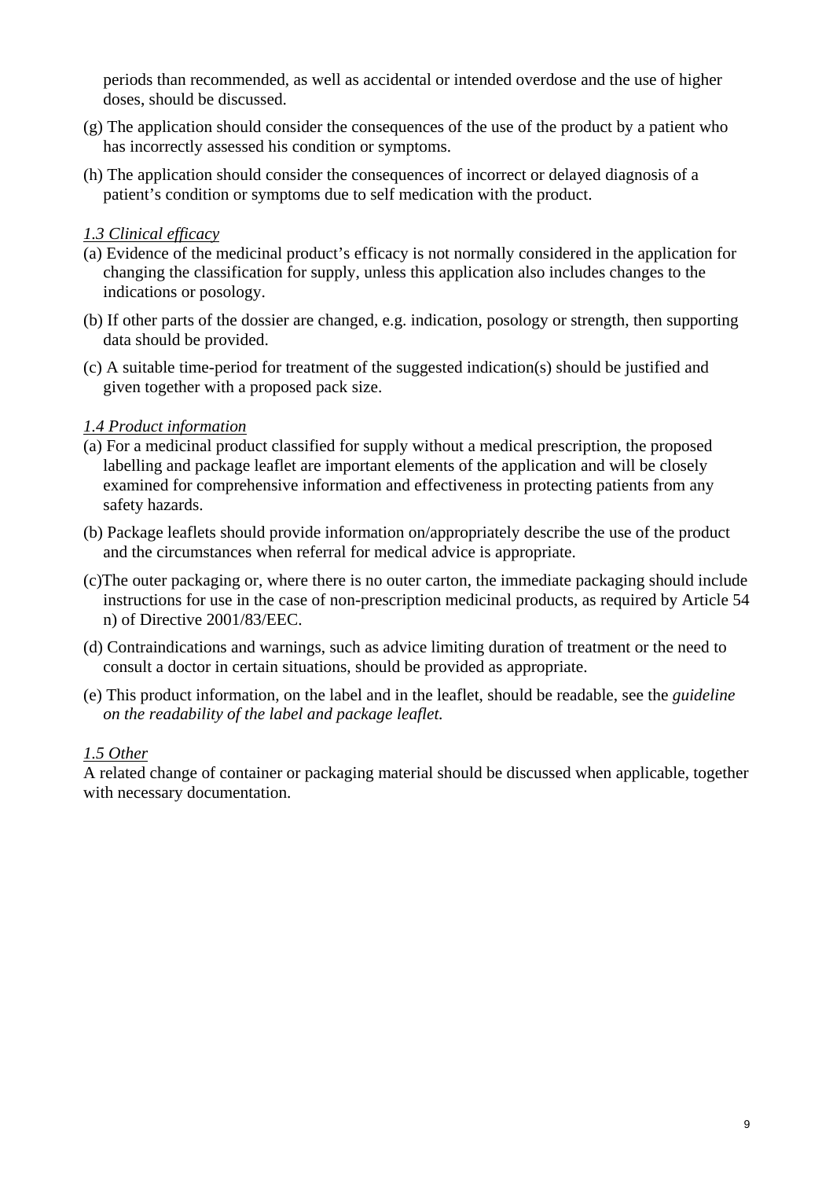periods than recommended, as well as accidental or intended overdose and the use of higher doses, should be discussed.

(g) The application should consider the consequences of the use of the product by a patient who has incorrectly assessed his condition or symptoms.

(h) The application should consider the consequences of incorrect or delayed diagnosis of a patient's condition or symptoms due to self medication with the product.

*1.3 Clinical efficacy*

(a) Evidence of the medicinal product's efficacy is not normally considered in the application for changing the classification for supply, unless this application also includes changes to the indications or posology.

(b) If other parts of the dossier are changed, e.g. indication, posology or strength, then supporting data should be provided.

(c) A suitable time-period for treatment of the suggested indication(s) should be justified and given together with a proposed pack size.

*1.4 Product information*

(a) For a medicinal product classified for supply without a medical prescription, the proposed labelling and package leaflet are important elements of the application and will be closely examined for comprehensive information and effectiveness in protecting patients from any safety hazards.

(b) Package leaflets should provide information on/appropriately describe the use of the product and the circumstances when referral for medical advice is appropriate.

(c)The outer packaging or, where there is no outer carton, the immediate packaging should include instructions for use in the case of non-prescription medicinal products, as required by Article 54 n) of Directive 2001/83/EEC.

(d) Contraindications and warnings, such as advice limiting duration of treatment or the need to consult a doctor in certain situations, should be provided as appropriate.

(e) This product information, on the label and in the leaflet, should be readable, see the *guideline on the readability of the label and package leaflet.*

*1.5 Other*

A related change of container or packaging material should be discussed when applicable, together with necessary documentation.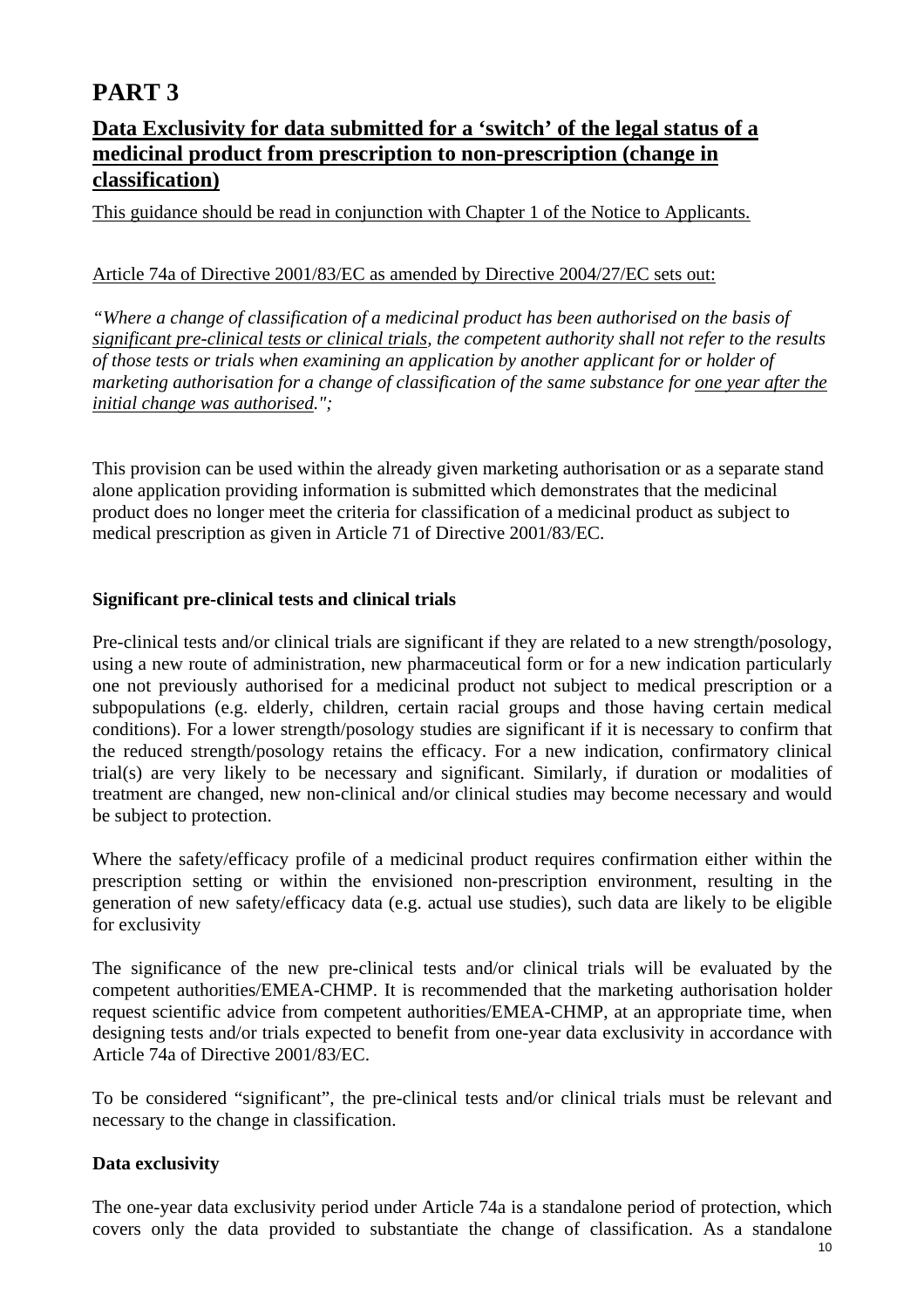# PART 3

## Data Exclusivity for data submitted for a 'switch' of the legal status of a medicinal product from prescription to non-prescription (change in classification)

This guidance should be read in conjunction with Chapter 1 of the Notice to Applicants.

Article 74a of Directive 2001/83/EC as amended by Directive 2004/27/EC sets out:

*"Where a change of classification of a medicinal product has been authorised on the basis of significant pre-clinical tests or clinical trials, the competent authority shall not refer to the results of those tests or trials when examining an application by another applicant for or holder of marketing authorisation for a change of classification of the same substance for one year after the initial change was authorised.";*

This provision can be used within the already given marketing authorisation or as a separate stand alone application providing information is submitted which demonstrates that the medicinal product does no longer meet the criteria for classification of a medicinal product as subject to medical prescription as given in Article 71 of Directive 2001/83/EC.

**Significant pre-clinical tests and clinical trials**

Pre-clinical tests and/or clinical trials are significant if they are related to a new strength/posology, using a new route of administration, new pharmaceutical form or for a new indication particularly one not previously authorised for a medicinal product not subject to medical prescription or a subpopulations (e.g. elderly, children, certain racial groups and those having certain medical conditions). For a lower strength/posology studies are significant if it is necessary to confirm that the reduced strength/posology retains the efficacy. For a new indication, confirmatory clinical trial(s) are very likely to be necessary and significant. Similarly, if duration or modalities of treatment are changed, new non-clinical and/or clinical studies may become necessary and would be subject to protection.

Where the safety/efficacy profile of a medicinal product requires confirmation either within the prescription setting or within the envisioned non-prescription environment, resulting in the generation of new safety/efficacy data (e.g. actual use studies), such data are likely to be eligible for exclusivity

The significance of the new pre-clinical tests and/or clinical trials will be evaluated by the competent authorities/EMEA-CHMP. It is recommended that the marketing authorisation holder request scientific advice from competent authorities/EMEA-CHMP, at an appropriate time, when designing tests and/or trials expected to benefit from one-year data exclusivity in accordance with Article 74a of Directive 2001/83/EC.

To be considered "significant", the pre-clinical tests and/or clinical trials must be relevant and necessary to the change in classification.

**Data exclusivity**

The one-year data exclusivity period under Article 74a is a standalone period of protection, which covers only the data provided to substantiate the change of classification. As a standalone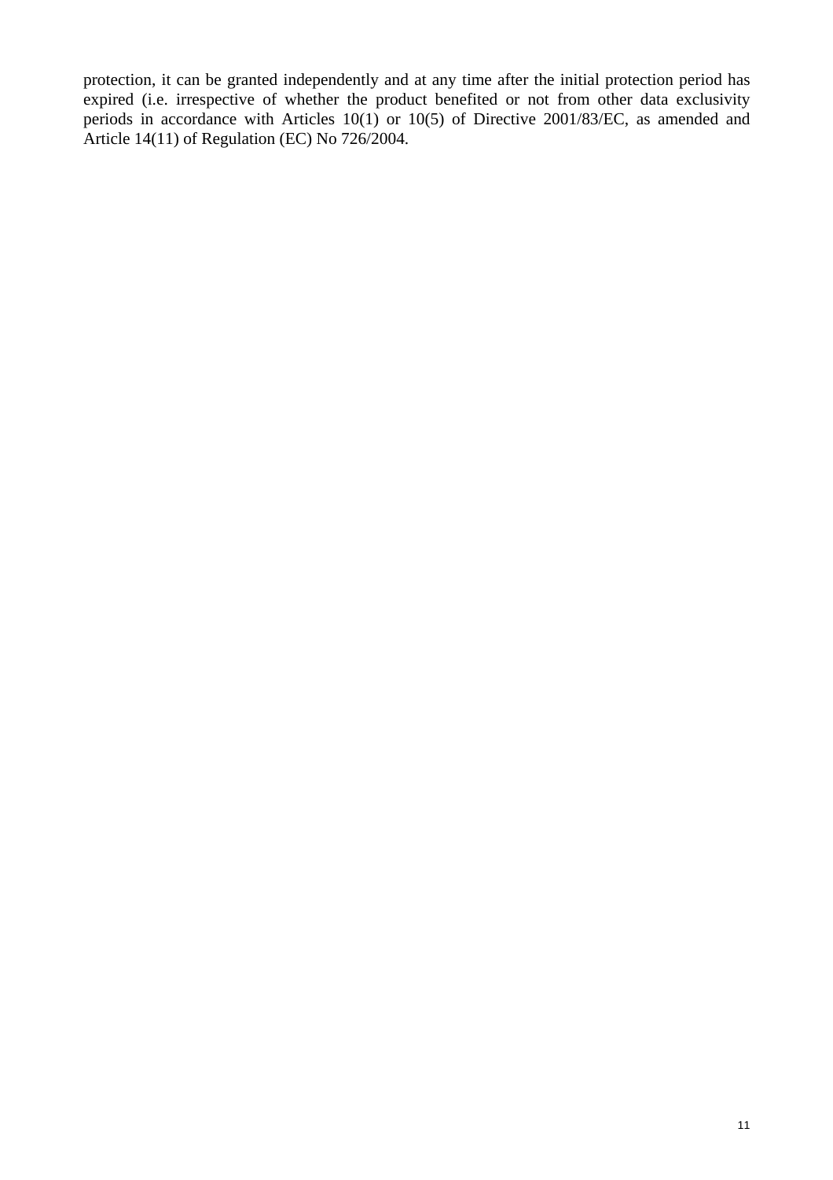protection, it can be granted independently and at any time after the initial protection period has expired (i.e. irrespective of whether the product benefited or not from other data exclusivity periods in accordance with Articles 10(1) or 10(5) of Directive 2001/83/EC, as amended and Article 14(11) of Regulation (EC) No 726/2004.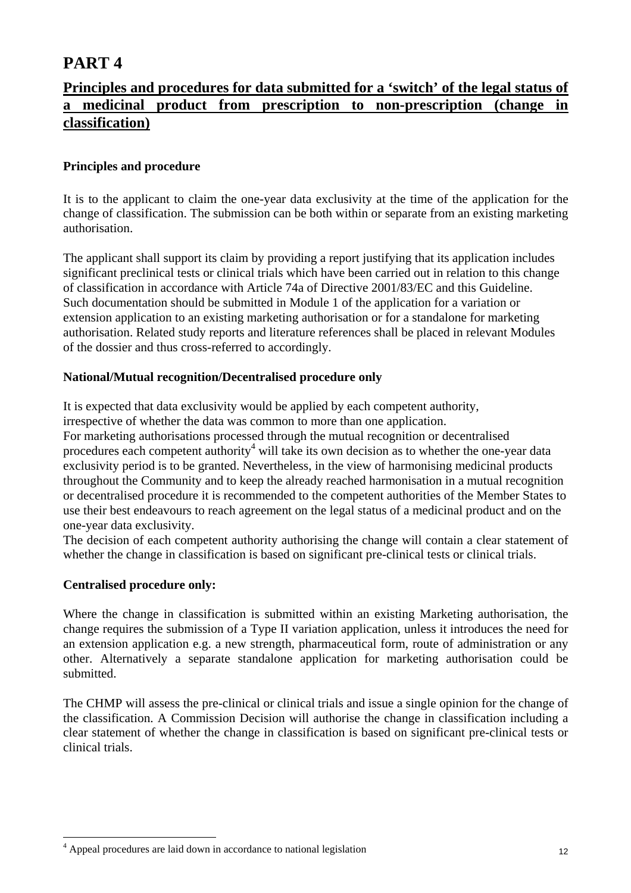# PART 4

## Principles and procedures for data submitted for a 'switch' of the legal status of a medicinal product from prescription to non-prescription (change in classification)

**Principles and procedure**

It is to the applicant to claim the one-year data exclusivity at the time of the application for the change of classification. The submission can be both within or separate from an existing marketing authorisation.

The applicant shall support its claim by providing a report justifying that its application includes significant preclinical tests or clinical trials which have been carried out in relation to this change of classification in accordance with Article 74a of Directive 2001/83/EC and this Guideline. Such documentation should be submitted in Module 1 of the application for a variation or extension application to an existing marketing authorisation or for a standalone for marketing authorisation. Related study reports and literature references shall be placed in relevant Modules of the dossier and thus cross-referred to accordingly.

**National/Mutual recognition/Decentralised procedure only**

It is expected that data exclusivity would be applied by each competent authority, irrespective of whether the data was common to more than one application.
For marketing authorisations processed through the mutual recognition or decentralised procedures each competent authority[4] will take its own decision as to whether the one-year data exclusivity period is to be granted. Nevertheless, in the view of harmonising medicinal products throughout the Community and to keep the already reached harmonisation in a mutual recognition or decentralised procedure it is recommended to the competent authorities of the Member States to use their best endeavours to reach agreement on the legal status of a medicinal product and on the one-year data exclusivity.
The decision of each competent authority authorising the change will contain a clear statement of whether the change in classification is based on significant pre-clinical tests or clinical trials.

**Centralised procedure only:**

Where the change in classification is submitted within an existing Marketing authorisation, the change requires the submission of a Type II variation application, unless it introduces the need for an extension application e.g. a new strength, pharmaceutical form, route of administration or any other. Alternatively a separate standalone application for marketing authorisation could be submitted.

The CHMP will assess the pre-clinical or clinical trials and issue a single opinion for the change of the classification. A Commission Decision will authorise the change in classification including a clear statement of whether the change in classification is based on significant pre-clinical tests or clinical trials.

---

[4] Appeal procedures are laid down in accordance to national legislation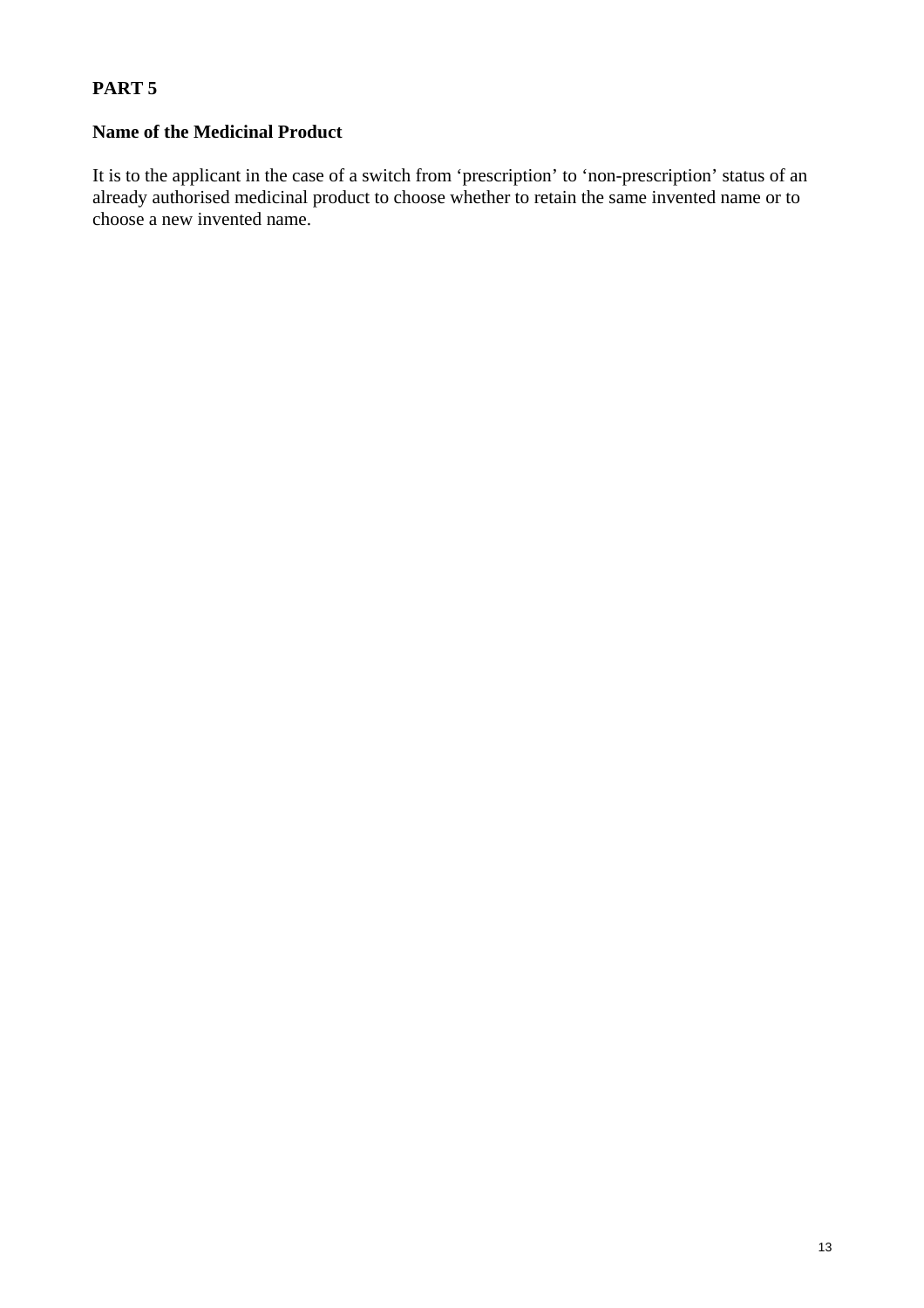## PART 5

### Name of the Medicinal Product

It is to the applicant in the case of a switch from 'prescription' to 'non-prescription' status of an already authorised medicinal product to choose whether to retain the same invented name or to choose a new invented name.